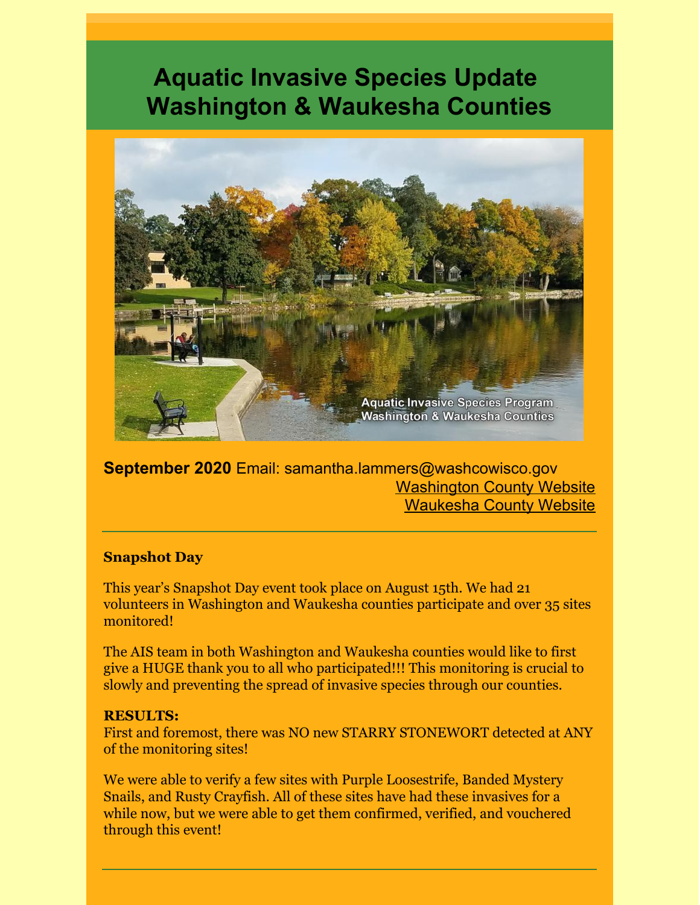# Aquatic Invasive Species Update Washington & Waukesha Counties

**September 2020** Email: samantha.lammers@washcowisco.gov
Washington County Website
Waukesha County Website

---

**Snapshot Day**

This year's Snapshot Day event took place on August 15th. We had 21 volunteers in Washington and Waukesha counties participate and over 35 sites monitored!

The AIS team in both Washington and Waukesha counties would like to first give a HUGE thank you to all who participated!!! This monitoring is crucial to slowly and preventing the spread of invasive species through our counties.

**RESULTS:**
First and foremost, there was NO new STARRY STONEWORT detected at ANY of the monitoring sites!

We were able to verify a few sites with Purple Loosestrife, Banded Mystery Snails, and Rusty Crayfish. All of these sites have had these invasives for a while now, but we were able to get them confirmed, verified, and vouchered through this event!

---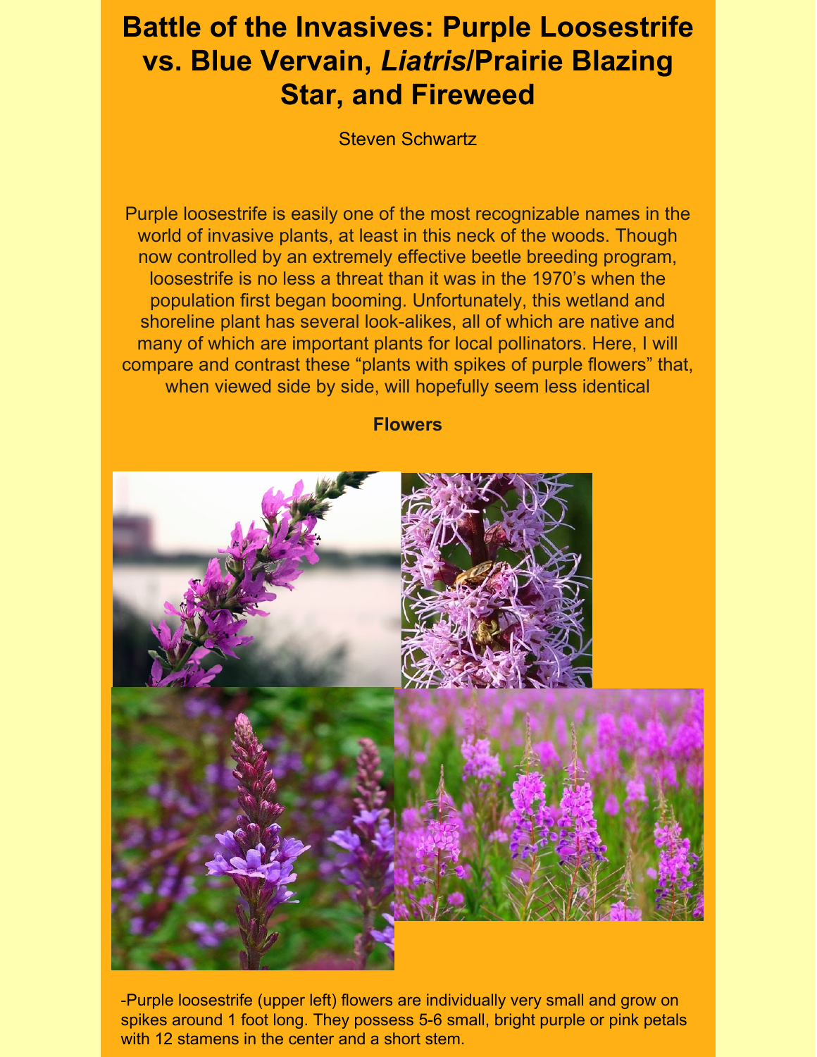# Battle of the Invasives: Purple Loosestrife vs. Blue Vervain, *Liatris*/Prairie Blazing Star, and Fireweed

Steven Schwartz

Purple loosestrife is easily one of the most recognizable names in the world of invasive plants, at least in this neck of the woods. Though now controlled by an extremely effective beetle breeding program, loosestrife is no less a threat than it was in the 1970's when the population first began booming. Unfortunately, this wetland and shoreline plant has several look-alikes, all of which are native and many of which are important plants for local pollinators. Here, I will compare and contrast these "plants with spikes of purple flowers" that, when viewed side by side, will hopefully seem less identical

**Flowers**

-Purple loosestrife (upper left) flowers are individually very small and grow on spikes around 1 foot long. They possess 5-6 small, bright purple or pink petals with 12 stamens in the center and a short stem.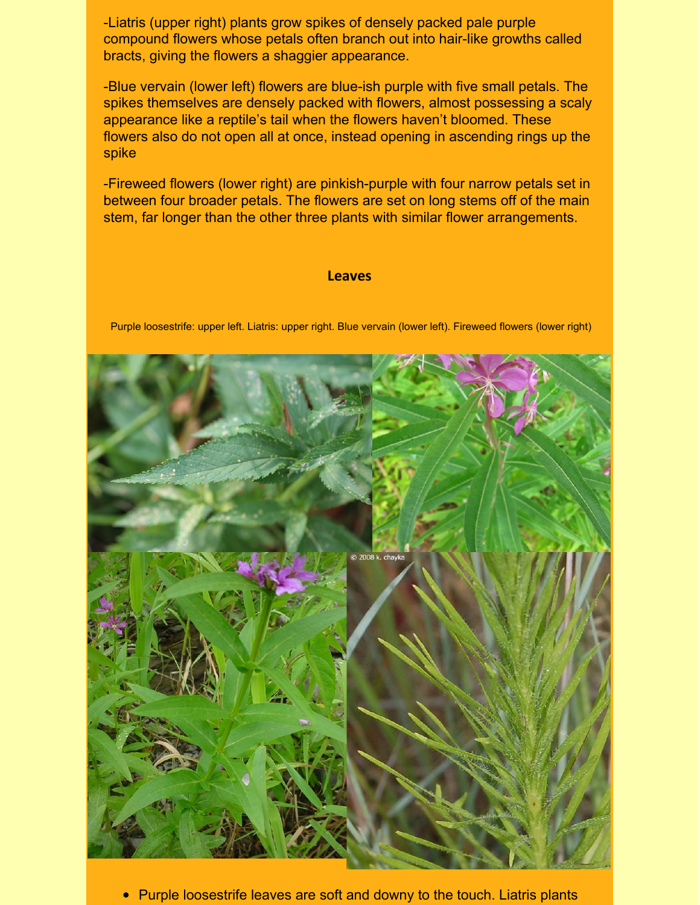-Liatris (upper right) plants grow spikes of densely packed pale purple compound flowers whose petals often branch out into hair-like growths called bracts, giving the flowers a shaggier appearance.

-Blue vervain (lower left) flowers are blue-ish purple with five small petals. The spikes themselves are densely packed with flowers, almost possessing a scaly appearance like a reptile's tail when the flowers haven't bloomed. These flowers also do not open all at once, instead opening in ascending rings up the spike

-Fireweed flowers (lower right) are pinkish-purple with four narrow petals set in between four broader petals. The flowers are set on long stems off of the main stem, far longer than the other three plants with similar flower arrangements.

## Leaves

Purple loosestrife: upper left. Liatris: upper right. Blue vervain (lower left). Fireweed flowers (lower right)

© 2008 k. chayka

- Purple loosestrife leaves are soft and downy to the touch. Liatris plants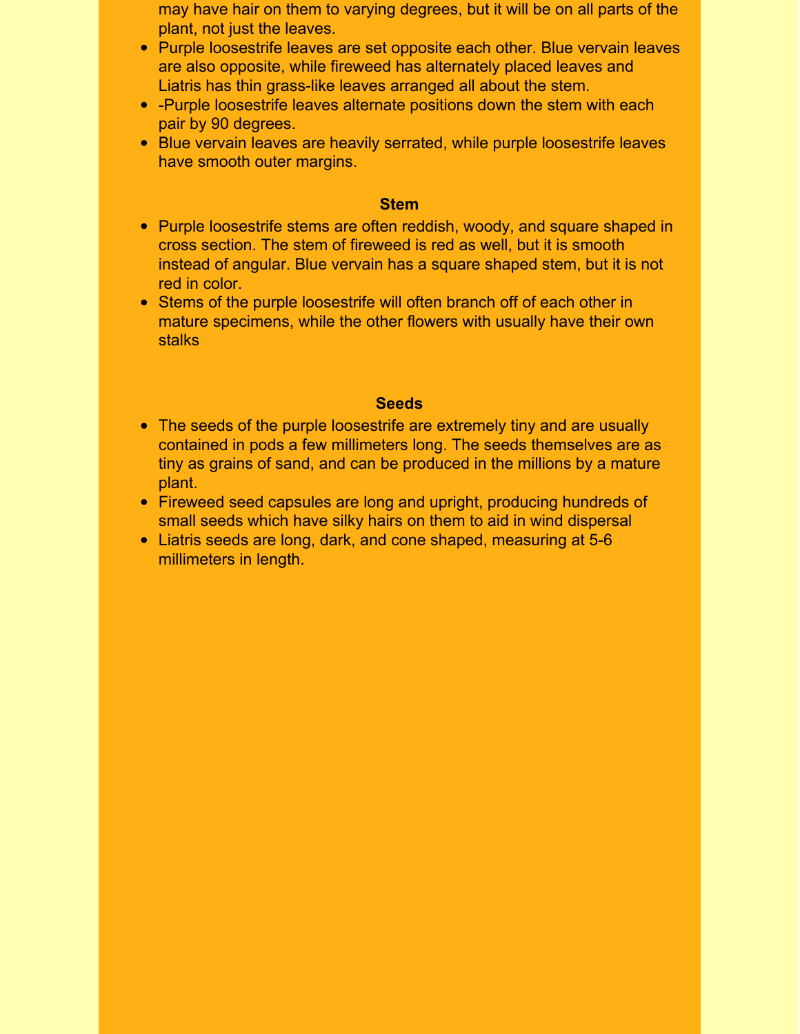may have hair on them to varying degrees, but it will be on all parts of the plant, not just the leaves.

- Purple loosestrife leaves are set opposite each other. Blue vervain leaves are also opposite, while fireweed has alternately placed leaves and Liatris has thin grass-like leaves arranged all about the stem.
- -Purple loosestrife leaves alternate positions down the stem with each pair by 90 degrees.
- Blue vervain leaves are heavily serrated, while purple loosestrife leaves have smooth outer margins.

### Stem

- Purple loosestrife stems are often reddish, woody, and square shaped in cross section. The stem of fireweed is red as well, but it is smooth instead of angular. Blue vervain has a square shaped stem, but it is not red in color.
- Stems of the purple loosestrife will often branch off of each other in mature specimens, while the other flowers with usually have their own stalks

### Seeds

- The seeds of the purple loosestrife are extremely tiny and are usually contained in pods a few millimeters long. The seeds themselves are as tiny as grains of sand, and can be produced in the millions by a mature plant.
- Fireweed seed capsules are long and upright, producing hundreds of small seeds which have silky hairs on them to aid in wind dispersal
- Liatris seeds are long, dark, and cone shaped, measuring at 5-6 millimeters in length.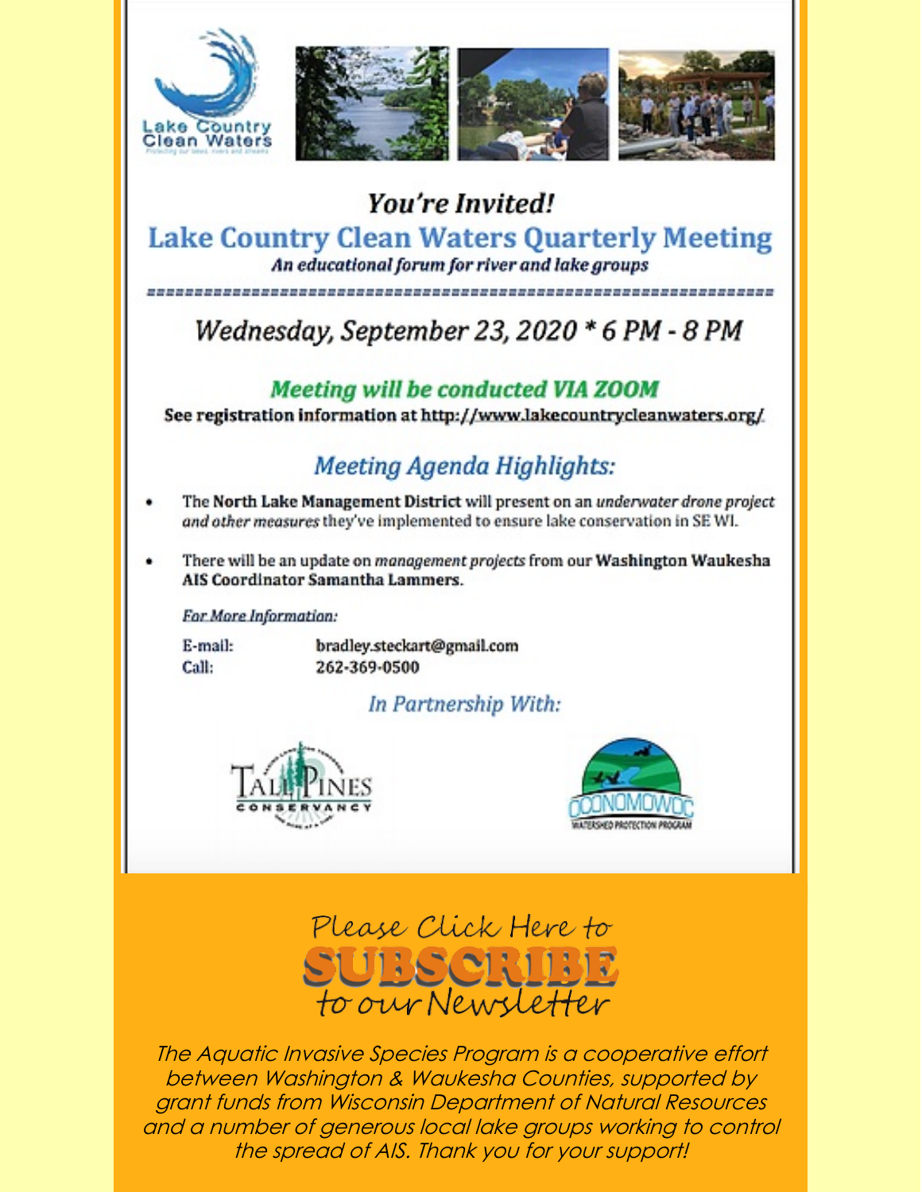Lake Country Clean Waters

# You're Invited!

## Lake Country Clean Waters Quarterly Meeting

***An educational forum for river and lake groups***

## *Wednesday, September 23, 2020 * 6 PM - 8 PM*

***Meeting will be conducted VIA ZOOM***

**See registration information at http://www.lakecountrycleanwaters.org/**

### *Meeting Agenda Highlights:*

- The **North Lake Management District** will present on an *underwater drone project and other measures* they've implemented to ensure lake conservation in SE WI.
- There will be an update on *management projects* from our **Washington Waukesha AIS Coordinator Samantha Lammers.**

*For More Information:*

E-mail: bradley.steckart@gmail.com
Call: 262-369-0500

*In Partnership With:*

Tall Pines Conservancy

Oconomowoc Watershed Protection Program

Please Click Here to **SUBSCRIBE** to our Newsletter

*The Aquatic Invasive Species Program is a cooperative effort between Washington & Waukesha Counties, supported by grant funds from Wisconsin Department of Natural Resources and a number of generous local lake groups working to control the spread of AIS. Thank you for your support!*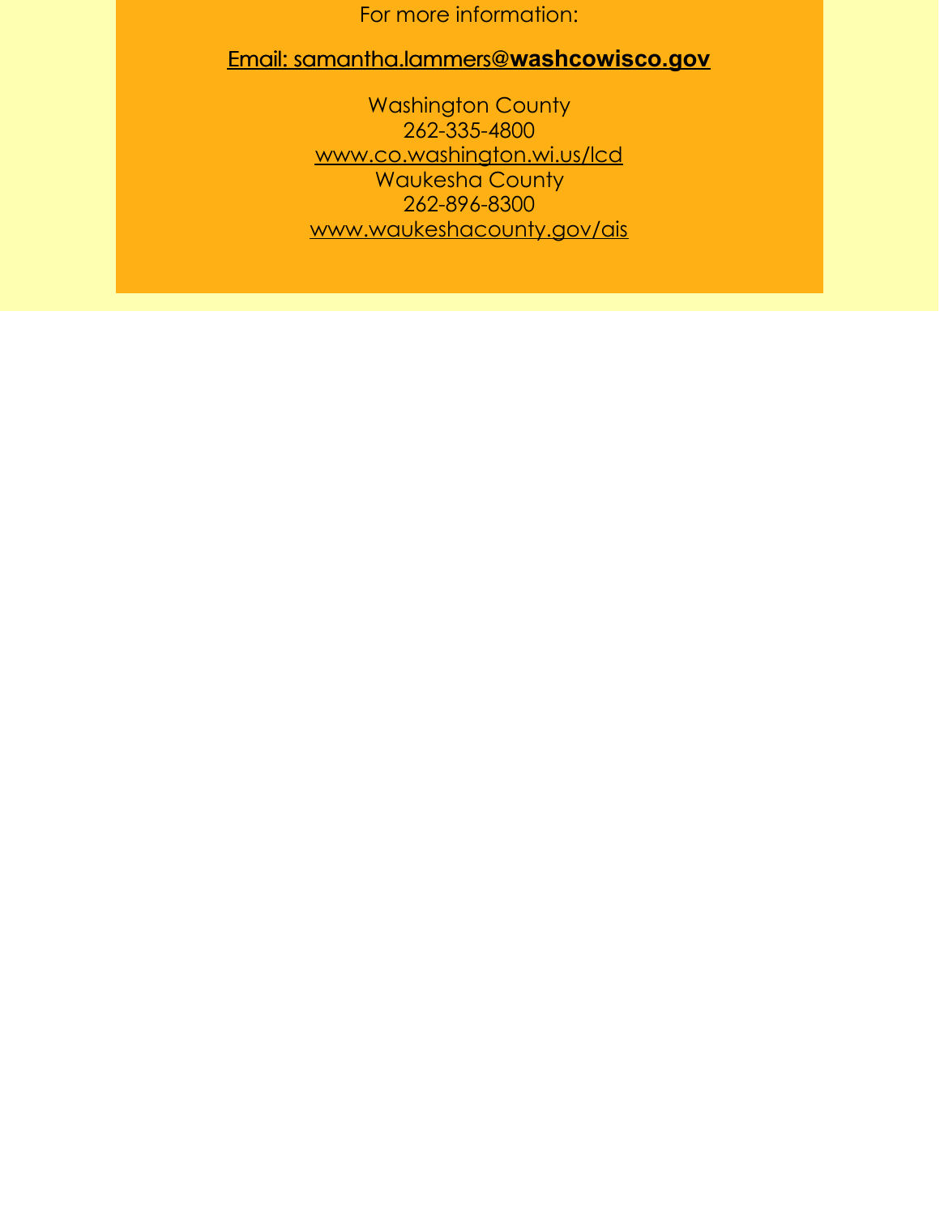For more information:

Email: samantha.lammers@**washcowisco.gov**

Washington County
262-335-4800
www.co.washington.wi.us/lcd
Waukesha County
262-896-8300
www.waukeshacounty.gov/ais